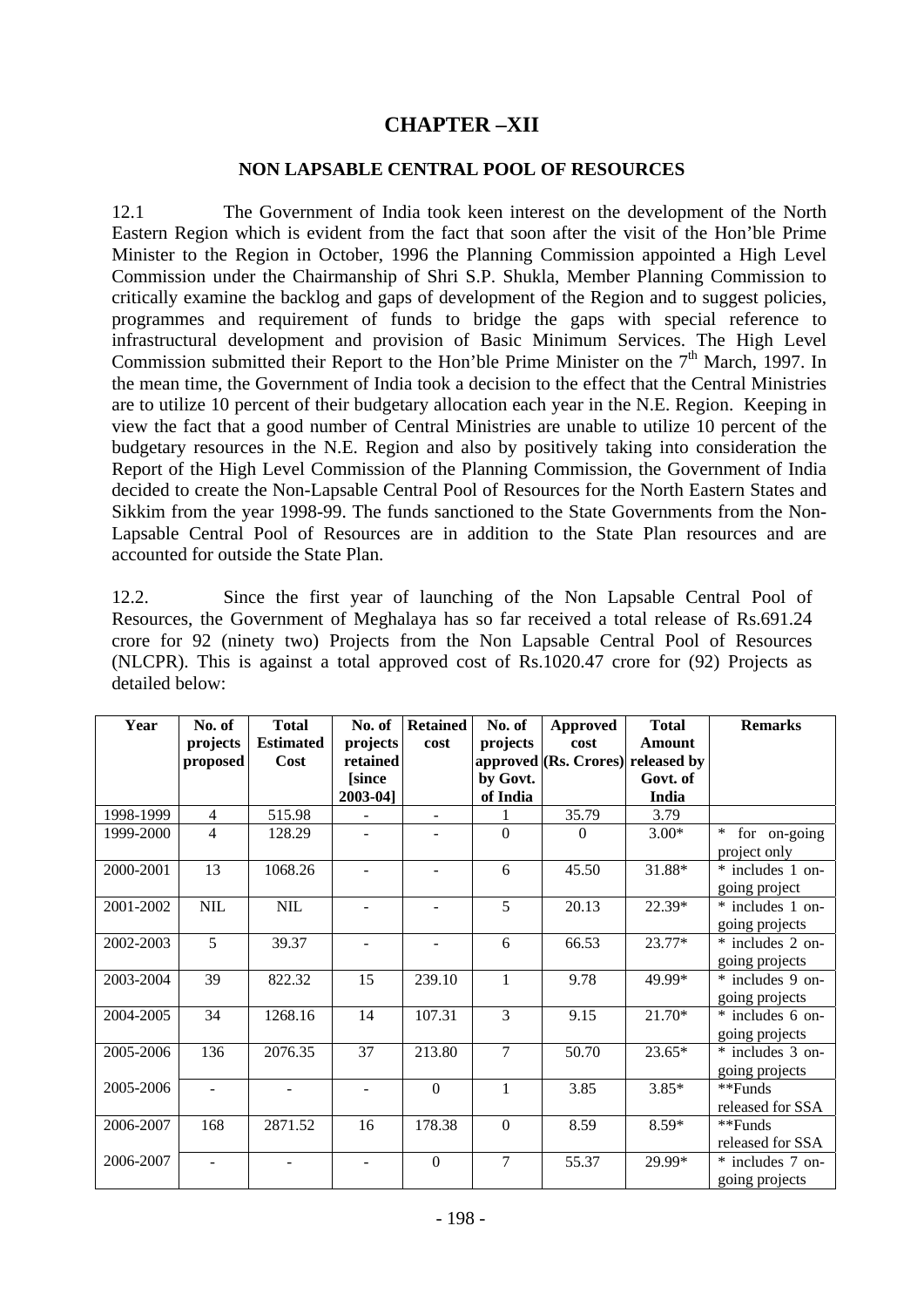# CHAPTER –XII

## NON LAPSABLE CENTRAL POOL OF RESOURCES

12.1 The Government of India took keen interest on the development of the North Eastern Region which is evident from the fact that soon after the visit of the Hon'ble Prime Minister to the Region in October, 1996 the Planning Commission appointed a High Level Commission under the Chairmanship of Shri S.P. Shukla, Member Planning Commission to critically examine the backlog and gaps of development of the Region and to suggest policies, programmes and requirement of funds to bridge the gaps with special reference to infrastructural development and provision of Basic Minimum Services. The High Level Commission submitted their Report to the Hon'ble Prime Minister on the 7th March, 1997. In the mean time, the Government of India took a decision to the effect that the Central Ministries are to utilize 10 percent of their budgetary allocation each year in the N.E. Region. Keeping in view the fact that a good number of Central Ministries are unable to utilize 10 percent of the budgetary resources in the N.E. Region and also by positively taking into consideration the Report of the High Level Commission of the Planning Commission, the Government of India decided to create the Non-Lapsable Central Pool of Resources for the North Eastern States and Sikkim from the year 1998-99. The funds sanctioned to the State Governments from the Non-Lapsable Central Pool of Resources are in addition to the State Plan resources and are accounted for outside the State Plan.

12.2. Since the first year of launching of the Non Lapsable Central Pool of Resources, the Government of Meghalaya has so far received a total release of Rs.691.24 crore for 92 (ninety two) Projects from the Non Lapsable Central Pool of Resources (NLCPR). This is against a total approved cost of Rs.1020.47 crore for (92) Projects as detailed below:

| Year | No. of projects proposed | Total Estimated Cost | No. of projects retained [since 2003-04] | Retained cost | No. of projects approved by Govt. of India | Approved cost (Rs. Crores) | Total Amount released by Govt. of India | Remarks |
|---|---|---|---|---|---|---|---|---|
| 1998-1999 | 4 | 515.98 | - | - | 1 | 35.79 | 3.79 | |
| 1999-2000 | 4 | 128.29 | - | - | 0 | 0 | 3.00* | * for on-going project only |
| 2000-2001 | 13 | 1068.26 | - | - | 6 | 45.50 | 31.88* | * includes 1 on-going project |
| 2001-2002 | NIL | NIL | - | - | 5 | 20.13 | 22.39* | * includes 1 on-going projects |
| 2002-2003 | 5 | 39.37 | - | - | 6 | 66.53 | 23.77* | * includes 2 on-going projects |
| 2003-2004 | 39 | 822.32 | 15 | 239.10 | 1 | 9.78 | 49.99* | * includes 9 on-going projects |
| 2004-2005 | 34 | 1268.16 | 14 | 107.31 | 3 | 9.15 | 21.70* | * includes 6 on-going projects |
| 2005-2006 | 136 | 2076.35 | 37 | 213.80 | 7 | 50.70 | 23.65* | * includes 3 on-going projects |
| 2005-2006 | - | - | - | 0 | 1 | 3.85 | 3.85* | **Funds released for SSA |
| 2006-2007 | 168 | 2871.52 | 16 | 178.38 | 0 | 8.59 | 8.59* | **Funds released for SSA |
| 2006-2007 | - | - | - | 0 | 7 | 55.37 | 29.99* | * includes 7 on-going projects |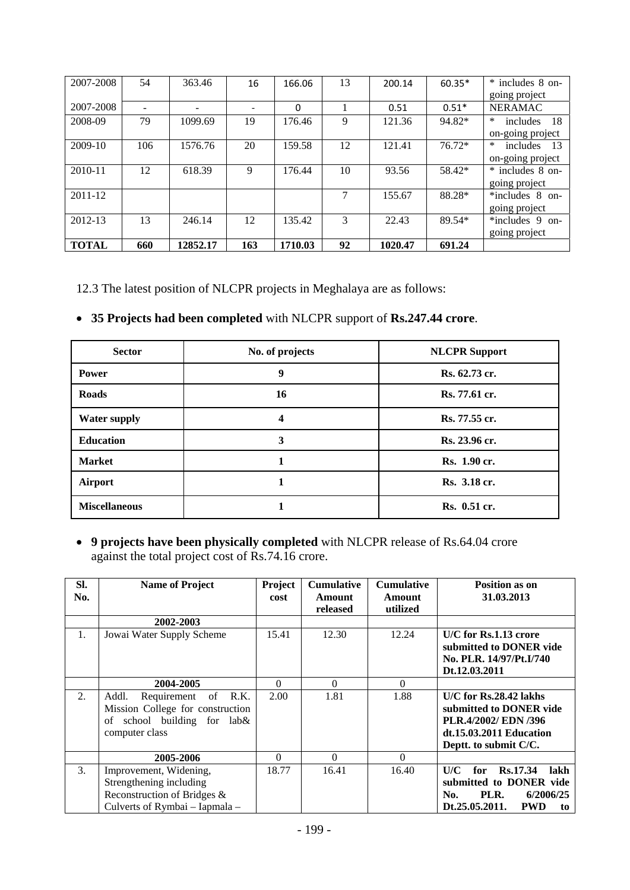| 2007-2008 | 54 | 363.46 | 16 | 166.06 | 13 | 200.14 | 60.35* | * includes 8 on-going project |
|---|---|---|---|---|---|---|---|---|
| 2007-2008 | - | - | - | 0 | 1 | 0.51 | 0.51* | NERAMAC |
| 2008-09 | 79 | 1099.69 | 19 | 176.46 | 9 | 121.36 | 94.82* | * includes 18 on-going project |
| 2009-10 | 106 | 1576.76 | 20 | 159.58 | 12 | 121.41 | 76.72* | * includes 13 on-going project |
| 2010-11 | 12 | 618.39 | 9 | 176.44 | 10 | 93.56 | 58.42* | * includes 8 on-going project |
| 2011-12 | | | | | 7 | 155.67 | 88.28* | *includes 8 on-going project |
| 2012-13 | 13 | 246.14 | 12 | 135.42 | 3 | 22.43 | 89.54* | *includes 9 on-going project |
| **TOTAL** | **660** | **12852.17** | **163** | **1710.03** | **92** | **1020.47** | **691.24** | |

12.3 The latest position of NLCPR projects in Meghalaya are as follows:

- **35 Projects had been completed** with NLCPR support of **Rs.247.44 crore**.

| Sector | No. of projects | NLCPR Support |
|---|---|---|
| **Power** | **9** | **Rs. 62.73 cr.** |
| **Roads** | **16** | **Rs. 77.61 cr.** |
| **Water supply** | **4** | **Rs. 77.55 cr.** |
| **Education** | **3** | **Rs. 23.96 cr.** |
| **Market** | **1** | **Rs. 1.90 cr.** |
| **Airport** | **1** | **Rs. 3.18 cr.** |
| **Miscellaneous** | **1** | **Rs. 0.51 cr.** |

- **9 projects have been physically completed** with NLCPR release of Rs.64.04 crore against the total project cost of Rs.74.16 crore.

| Sl. No. | Name of Project | Project cost | Cumulative Amount released | Cumulative Amount utilized | Position as on 31.03.2013 |
|---|---|---|---|---|---|
| | **2002-2003** | | | | |
| 1. | Jowai Water Supply Scheme | 15.41 | 12.30 | 12.24 | **U/C for Rs.1.13 crore submitted to DONER vide No. PLR. 14/97/Pt.I/740 Dt.12.03.2011** |
| | **2004-2005** | 0 | 0 | 0 | |
| 2. | Addl. Requirement of R.K. Mission College for construction of school building for lab& computer class | 2.00 | 1.81 | 1.88 | **U/C for Rs.28.42 lakhs submitted to DONER vide PLR.4/2002/ EDN /396 dt.15.03.2011 Education Deptt. to submit C/C.** |
| | **2005-2006** | 0 | 0 | 0 | |
| 3. | Improvement, Widening, Strengthening including Reconstruction of Bridges & Culverts of Rymbai – Iapmala – | 18.77 | 16.41 | 16.40 | **U/C for Rs.17.34 lakh submitted to DONER vide No. PLR. 6/2006/25 Dt.25.05.2011. PWD to** |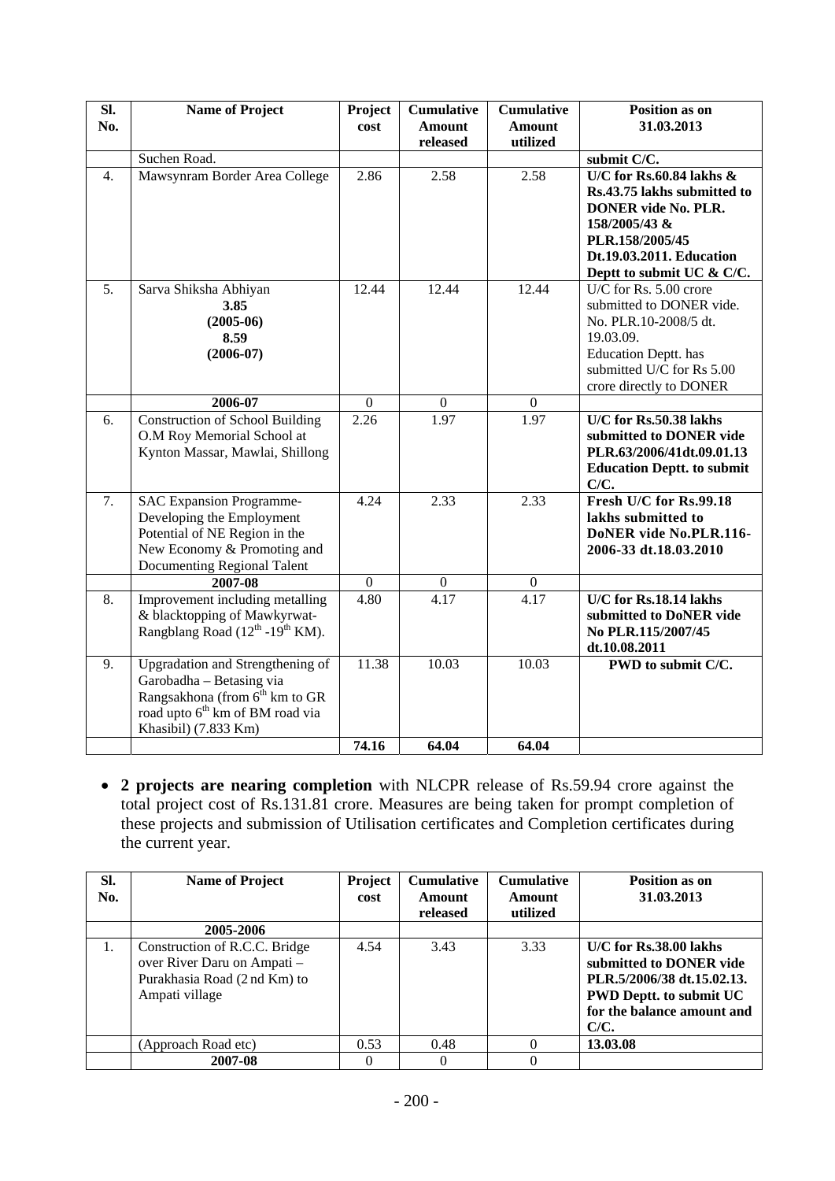| Sl. No. | Name of Project | Project cost | Cumulative Amount released | Cumulative Amount utilized | Position as on 31.03.2013 |
|---|---|---|---|---|---|
| | Suchen Road. | | | | **submit C/C.** |
| 4. | Mawsynram Border Area College | 2.86 | 2.58 | 2.58 | **U/C for Rs.60.84 lakhs & Rs.43.75 lakhs submitted to DONER vide No. PLR. 158/2005/43 & PLR.158/2005/45 Dt.19.03.2011. Education Deptt to submit UC & C/C.** |
| 5. | Sarva Shiksha Abhiyan **3.85 (2005-06) 8.59 (2006-07)** | 12.44 | 12.44 | 12.44 | U/C for Rs. 5.00 crore submitted to DONER vide. No. PLR.10-2008/5 dt. 19.03.09. Education Deptt. has submitted U/C for Rs 5.00 crore directly to DONER |
| | **2006-07** | 0 | 0 | 0 | |
| 6. | Construction of School Building O.M Roy Memorial School at Kynton Massar, Mawlai, Shillong | 2.26 | 1.97 | 1.97 | **U/C for Rs.50.38 lakhs submitted to DONER vide PLR.63/2006/41dt.09.01.13 Education Deptt. to submit C/C.** |
| 7. | SAC Expansion Programme-Developing the Employment Potential of NE Region in the New Economy & Promoting and Documenting Regional Talent | 4.24 | 2.33 | 2.33 | **Fresh U/C for Rs.99.18 lakhs submitted to DoNER vide No.PLR.116-2006-33 dt.18.03.2010** |
| | **2007-08** | 0 | 0 | 0 | |
| 8. | Improvement including metalling & blacktopping of Mawkyrwat-Rangblang Road (12th -19th KM). | 4.80 | 4.17 | 4.17 | **U/C for Rs.18.14 lakhs submitted to DoNER vide No PLR.115/2007/45 dt.10.08.2011** |
| 9. | Upgradation and Strengthening of Garobadha – Betasing via Rangsakhona (from 6th km to GR road upto 6th km of BM road via Khasibil) (7.833 Km) | 11.38 | 10.03 | 10.03 | **PWD to submit C/C.** |
| | | **74.16** | **64.04** | **64.04** | |

- **2 projects are nearing completion** with NLCPR release of Rs.59.94 crore against the total project cost of Rs.131.81 crore. Measures are being taken for prompt completion of these projects and submission of Utilisation certificates and Completion certificates during the current year.

| Sl. No. | Name of Project | Project cost | Cumulative Amount released | Cumulative Amount utilized | Position as on 31.03.2013 |
|---|---|---|---|---|---|
| | **2005-2006** | | | | |
| 1. | Construction of R.C.C. Bridge over River Daru on Ampati – Purakhasia Road (2 nd Km) to Ampati village | 4.54 | 3.43 | 3.33 | **U/C for Rs.38.00 lakhs submitted to DONER vide PLR.5/2006/38 dt.15.02.13. PWD Deptt. to submit UC for the balance amount and C/C.** |
| | (Approach Road etc) | 0.53 | 0.48 | 0 | **13.03.08** |
| | **2007-08** | 0 | 0 | 0 | |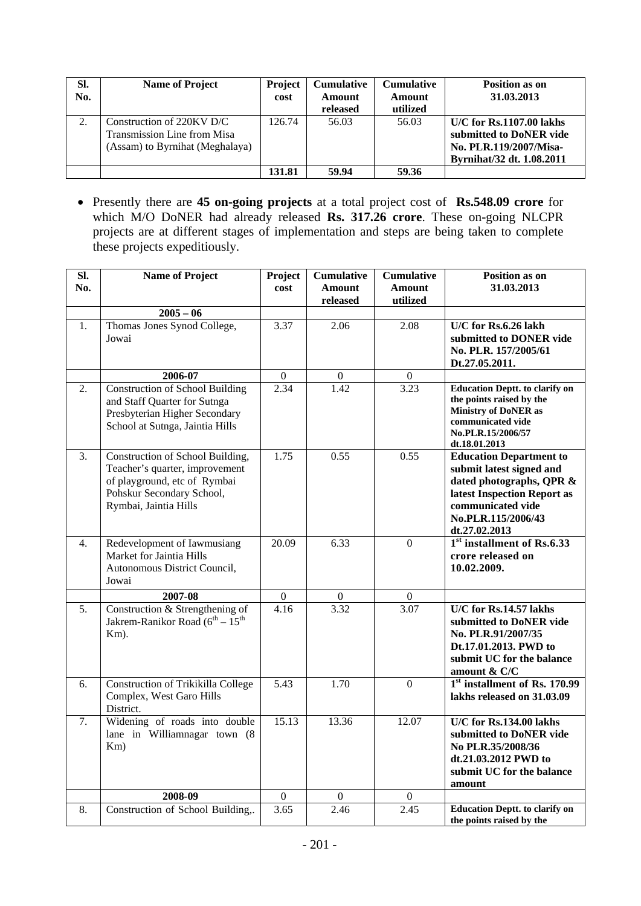| Sl. No. | Name of Project | Project cost | Cumulative Amount released | Cumulative Amount utilized | Position as on 31.03.2013 |
|---|---|---|---|---|---|
| 2. | Construction of 220KV D/C Transmission Line from Misa (Assam) to Byrnihat (Meghalaya) | 126.74 | 56.03 | 56.03 | **U/C for Rs.1107.00 lakhs submitted to DoNER vide No. PLR.119/2007/Misa-Byrnihat/32 dt. 1.08.2011** |
| | | **131.81** | **59.94** | **59.36** | |

- Presently there are **45 on-going projects** at a total project cost of **Rs.548.09 crore** for which M/O DoNER had already released **Rs. 317.26 crore**. These on-going NLCPR projects are at different stages of implementation and steps are being taken to complete these projects expeditiously.

| Sl. No. | Name of Project | Project cost | Cumulative Amount released | Cumulative Amount utilized | Position as on 31.03.2013 |
|---|---|---|---|---|---|
| | **2005 – 06** | | | | |
| 1. | Thomas Jones Synod College, Jowai | 3.37 | 2.06 | 2.08 | **U/C for Rs.6.26 lakh submitted to DONER vide No. PLR. 157/2005/61 Dt.27.05.2011.** |
| | **2006-07** | 0 | 0 | 0 | |
| 2. | Construction of School Building and Staff Quarter for Sutnga Presbyterian Higher Secondary School at Sutnga, Jaintia Hills | 2.34 | 1.42 | 3.23 | **Education Deptt. to clarify on the points raised by the Ministry of DoNER as communicated vide No.PLR.15/2006/57 dt.18.01.2013** |
| 3. | Construction of School Building, Teacher's quarter, improvement of playground, etc of Rymbai Pohskur Secondary School, Rymbai, Jaintia Hills | 1.75 | 0.55 | 0.55 | **Education Department to submit latest signed and dated photographs, QPR & latest Inspection Report as communicated vide No.PLR.115/2006/43 dt.27.02.2013** |
| 4. | Redevelopment of Iawmusiang Market for Jaintia Hills Autonomous District Council, Jowai | 20.09 | 6.33 | 0 | **1st installment of Rs.6.33 crore released on 10.02.2009.** |
| | **2007-08** | 0 | 0 | 0 | |
| 5. | Construction & Strengthening of Jakrem-Ranikor Road (6th – 15th Km). | 4.16 | 3.32 | 3.07 | **U/C for Rs.14.57 lakhs submitted to DoNER vide No. PLR.91/2007/35 Dt.17.01.2013. PWD to submit UC for the balance amount & C/C** |
| 6. | Construction of Trikikilla College Complex, West Garo Hills District. | 5.43 | 1.70 | 0 | **1st installment of Rs. 170.99 lakhs released on 31.03.09** |
| 7. | Widening of roads into double lane in Williamnagar town (8 Km) | 15.13 | 13.36 | 12.07 | **U/C for Rs.134.00 lakhs submitted to DoNER vide No PLR.35/2008/36 dt.21.03.2012 PWD to submit UC for the balance amount** |
| | **2008-09** | 0 | 0 | 0 | |
| 8. | Construction of School Building,. | 3.65 | 2.46 | 2.45 | **Education Deptt. to clarify on the points raised by the** |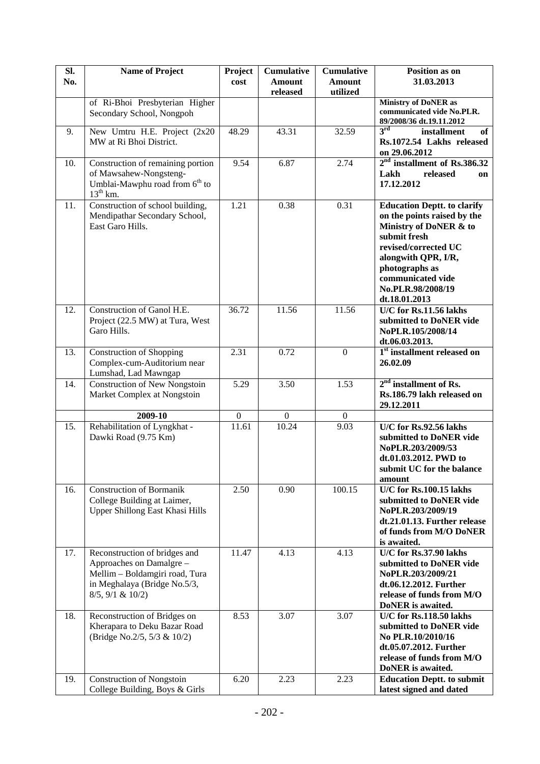| Sl. No. | Name of Project | Project cost | Cumulative Amount released | Cumulative Amount utilized | Position as on 31.03.2013 |
|---|---|---|---|---|---|
| | of Ri-Bhoi Presbyterian Higher Secondary School, Nongpoh | | | | **Ministry of DoNER as communicated vide No.PLR. 89/2008/36 dt.19.11.2012** |
| 9. | New Umtru H.E. Project (2x20 MW at Ri Bhoi District. | 48.29 | 43.31 | 32.59 | **3rd installment of Rs.1072.54 Lakhs released on 29.06.2012** |
| 10. | Construction of remaining portion of Mawsahew-Nongsteng-Umblai-Mawphu road from 6th to 13th km. | 9.54 | 6.87 | 2.74 | **2nd installment of Rs.386.32 Lakh released on 17.12.2012** |
| 11. | Construction of school building, Mendipathar Secondary School, East Garo Hills. | 1.21 | 0.38 | 0.31 | **Education Deptt. to clarify on the points raised by the Ministry of DoNER & to submit fresh revised/corrected UC alongwith QPR, I/R, photographs as communicated vide No.PLR.98/2008/19 dt.18.01.2013** |
| 12. | Construction of Ganol H.E. Project (22.5 MW) at Tura, West Garo Hills. | 36.72 | 11.56 | 11.56 | **U/C for Rs.11.56 lakhs submitted to DoNER vide NoPLR.105/2008/14 dt.06.03.2013.** |
| 13. | Construction of Shopping Complex-cum-Auditorium near Lumshad, Lad Mawngap | 2.31 | 0.72 | 0 | **1st installment released on 26.02.09** |
| 14. | Construction of New Nongstoin Market Complex at Nongstoin | 5.29 | 3.50 | 1.53 | **2nd installment of Rs. Rs.186.79 lakh released on 29.12.2011** |
| | **2009-10** | 0 | 0 | 0 | |
| 15. | Rehabilitation of Lyngkhat - Dawki Road (9.75 Km) | 11.61 | 10.24 | 9.03 | **U/C for Rs.92.56 lakhs submitted to DoNER vide NoPLR.203/2009/53 dt.01.03.2012. PWD to submit UC for the balance amount** |
| 16. | Construction of Bormanik College Building at Laimer, Upper Shillong East Khasi Hills | 2.50 | 0.90 | 100.15 | **U/C for Rs.100.15 lakhs submitted to DoNER vide NoPLR.203/2009/19 dt.21.01.13. Further release of funds from M/O DoNER is awaited.** |
| 17. | Reconstruction of bridges and Approaches on Damalgre – Mellim – Boldamgiri road, Tura in Meghalaya (Bridge No.5/3, 8/5, 9/1 & 10/2) | 11.47 | 4.13 | 4.13 | **U/C for Rs.37.90 lakhs submitted to DoNER vide NoPLR.203/2009/21 dt.06.12.2012. Further release of funds from M/O DoNER is awaited.** |
| 18. | Reconstruction of Bridges on Kherapara to Deku Bazar Road (Bridge No.2/5, 5/3 & 10/2) | 8.53 | 3.07 | 3.07 | **U/C for Rs.118.50 lakhs submitted to DoNER vide No PLR.10/2010/16 dt.05.07.2012. Further release of funds from M/O DoNER is awaited.** |
| 19. | Construction of Nongstoin College Building, Boys & Girls | 6.20 | 2.23 | 2.23 | **Education Deptt. to submit latest signed and dated** |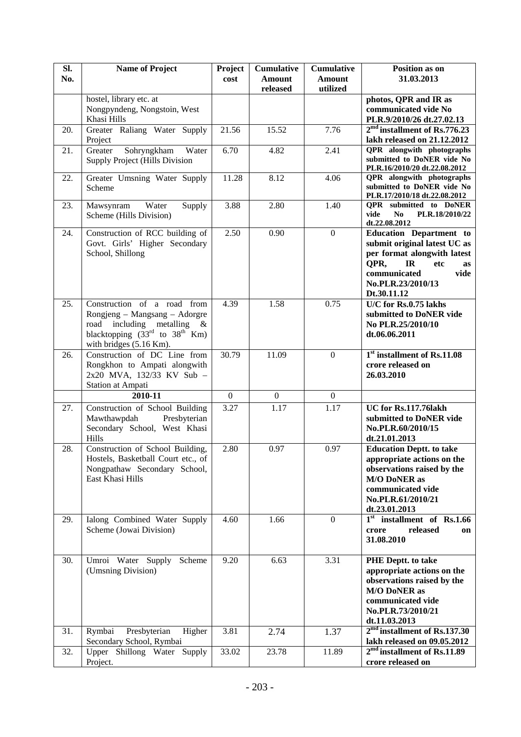| Sl. No. | Name of Project | Project cost | Cumulative Amount released | Cumulative Amount utilized | Position as on 31.03.2013 |
|---|---|---|---|---|---|
| | hostel, library etc. at Nongpyndeng, Nongstoin, West Khasi Hills | | | | **photos, QPR and IR as communicated vide No PLR.9/2010/26 dt.27.02.13** |
| 20. | Greater Raliang Water Supply Project | 21.56 | 15.52 | 7.76 | **2[nd] installment of Rs.776.23 lakh released on 21.12.2012** |
| 21. | Greater Sohryngkham Water Supply Project (Hills Division | 6.70 | 4.82 | 2.41 | **QPR alongwith photographs submitted to DoNER vide No PLR.16/2010/20 dt.22.08.2012** |
| 22. | Greater Umsning Water Supply Scheme | 11.28 | 8.12 | 4.06 | **QPR alongwith photographs submitted to DoNER vide No PLR.17/2010/18 dt.22.08.2012** |
| 23. | Mawsynram Water Supply Scheme (Hills Division) | 3.88 | 2.80 | 1.40 | **QPR submitted to DoNER vide No PLR.18/2010/22 dt.22.08.2012** |
| 24. | Construction of RCC building of Govt. Girls' Higher Secondary School, Shillong | 2.50 | 0.90 | 0 | **Education Department to submit original latest UC as per format alongwith latest QPR, IR etc as communicated vide No.PLR.23/2010/13 Dt.30.11.12** |
| 25. | Construction of a road from Rongjeng – Mangsang – Adorgre road including metalling & blacktopping (33[rd] to 38[th] Km) with bridges (5.16 Km). | 4.39 | 1.58 | 0.75 | **U/C for Rs.0.75 lakhs submitted to DoNER vide No PLR.25/2010/10 dt.06.06.2011** |
| 26. | Construction of DC Line from Rongkhon to Ampati alongwith 2x20 MVA, 132/33 KV Sub – Station at Ampati | 30.79 | 11.09 | 0 | **1[st] installment of Rs.11.08 crore released on 26.03.2010** |
| | **2010-11** | 0 | 0 | 0 | |
| 27. | Construction of School Building Mawthawpdah Presbyterian Secondary School, West Khasi Hills | 3.27 | 1.17 | 1.17 | **UC for Rs.117.76lakh submitted to DoNER vide No.PLR.60/2010/15 dt.21.01.2013** |
| 28. | Construction of School Building, Hostels, Basketball Court etc., of Nongpathaw Secondary School, East Khasi Hills | 2.80 | 0.97 | 0.97 | **Education Deptt. to take appropriate actions on the observations raised by the M/O DoNER as communicated vide No.PLR.61/2010/21 dt.23.01.2013** |
| 29. | Ialong Combined Water Supply Scheme (Jowai Division) | 4.60 | 1.66 | 0 | **1[st] installment of Rs.1.66 crore released on 31.08.2010** |
| 30. | Umroi Water Supply Scheme (Umsning Division) | 9.20 | 6.63 | 3.31 | **PHE Deptt. to take appropriate actions on the observations raised by the M/O DoNER as communicated vide No.PLR.73/2010/21 dt.11.03.2013** |
| 31. | Rymbai Presbyterian Higher Secondary School, Rymbai | 3.81 | 2.74 | 1.37 | **2[nd] installment of Rs.137.30 lakh released on 09.05.2012** |
| 32. | Upper Shillong Water Supply Project. | 33.02 | 23.78 | 11.89 | **2[nd] installment of Rs.11.89 crore released on** |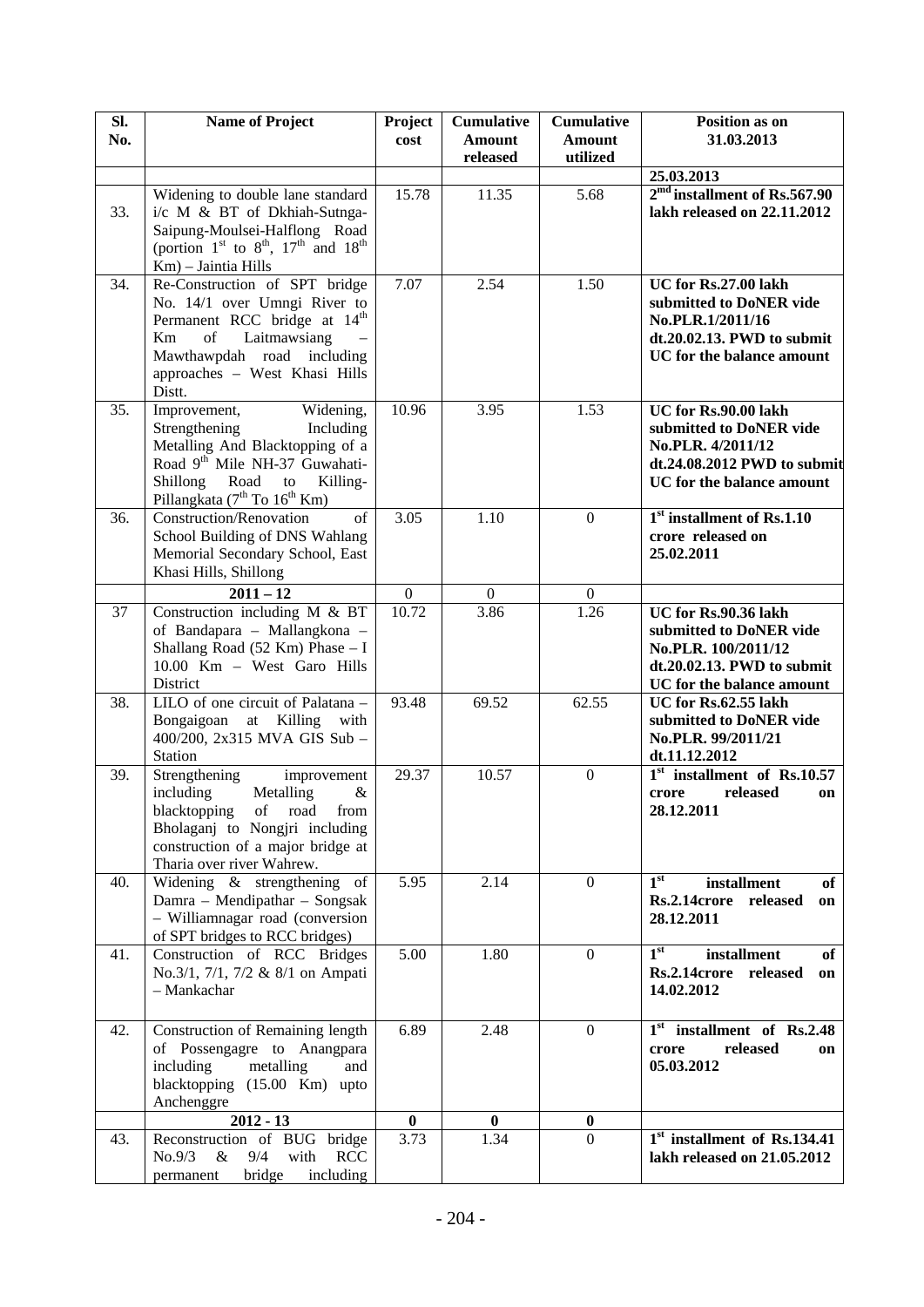| Sl. No. | Name of Project | Project cost | Cumulative Amount released | Cumulative Amount utilized | Position as on 31.03.2013 |
|---|---|---|---|---|---|
| | | | | | **25.03.2013** |
| 33. | Widening to double lane standard i/c M & BT of Dkhiah-Sutnga-Saipung-Moulsei-Halflong Road (portion 1st to 8th, 17th and 18th Km) – Jaintia Hills | 15.78 | 11.35 | 5.68 | **2nd installment of Rs.567.90 lakh released on 22.11.2012** |
| 34. | Re-Construction of SPT bridge No. 14/1 over Umngi River to Permanent RCC bridge at 14th Km of Laitmawsiang – Mawthawpdah road including approaches – West Khasi Hills Distt. | 7.07 | 2.54 | 1.50 | **UC for Rs.27.00 lakh submitted to DoNER vide No.PLR.1/2011/16 dt.20.02.13. PWD to submit UC for the balance amount** |
| 35. | Improvement, Widening, Strengthening Including Metalling And Blacktopping of a Road 9th Mile NH-37 Guwahati-Shillong Road to Killing-Pillangkata (7th To 16th Km) | 10.96 | 3.95 | 1.53 | **UC for Rs.90.00 lakh submitted to DoNER vide No.PLR. 4/2011/12 dt.24.08.2012 PWD to submit UC for the balance amount** |
| 36. | Construction/Renovation of School Building of DNS Wahlang Memorial Secondary School, East Khasi Hills, Shillong | 3.05 | 1.10 | 0 | **1st installment of Rs.1.10 crore released on 25.02.2011** |
| | **2011 – 12** | 0 | 0 | 0 | |
| 37 | Construction including M & BT of Bandapara – Mallangkona – Shallang Road (52 Km) Phase – I 10.00 Km – West Garo Hills District | 10.72 | 3.86 | 1.26 | **UC for Rs.90.36 lakh submitted to DoNER vide No.PLR. 100/2011/12 dt.20.02.13. PWD to submit UC for the balance amount** |
| 38. | LILO of one circuit of Palatana – Bongaigoan at Killing with 400/200, 2x315 MVA GIS Sub – Station | 93.48 | 69.52 | 62.55 | **UC for Rs.62.55 lakh submitted to DoNER vide No.PLR. 99/2011/21 dt.11.12.2012** |
| 39. | Strengthening improvement including Metalling & blacktopping of road from Bholaganj to Nongjri including construction of a major bridge at Tharia over river Wahrew. | 29.37 | 10.57 | 0 | **1st installment of Rs.10.57 crore released on 28.12.2011** |
| 40. | Widening & strengthening of Damra – Mendipathar – Songsak – Williamnagar road (conversion of SPT bridges to RCC bridges) | 5.95 | 2.14 | 0 | **1st installment of Rs.2.14crore released on 28.12.2011** |
| 41. | Construction of RCC Bridges No.3/1, 7/1, 7/2 & 8/1 on Ampati – Mankachar | 5.00 | 1.80 | 0 | **1st installment of Rs.2.14crore released on 14.02.2012** |
| 42. | Construction of Remaining length of Possengagre to Anangpara including metalling and blacktopping (15.00 Km) upto Anchenggre | 6.89 | 2.48 | 0 | **1st installment of Rs.2.48 crore released on 05.03.2012** |
| | **2012 - 13** | **0** | **0** | **0** | |
| 43. | Reconstruction of BUG bridge No.9/3 & 9/4 with RCC permanent bridge including | 3.73 | 1.34 | 0 | **1st installment of Rs.134.41 lakh released on 21.05.2012** |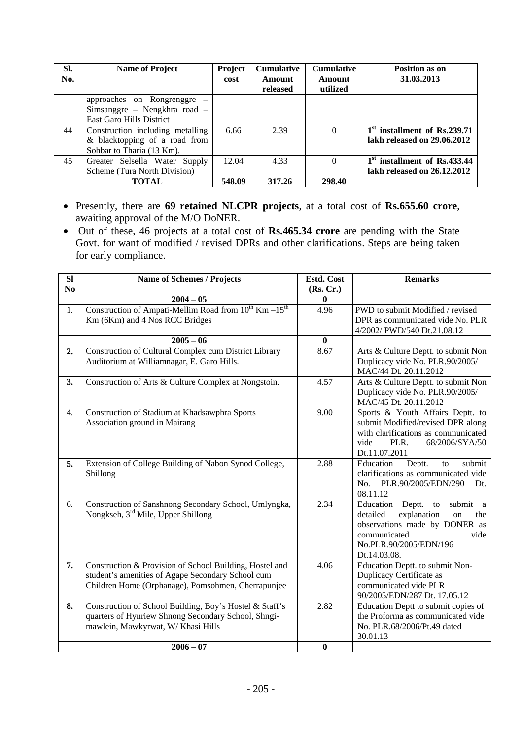| Sl. No. | Name of Project | Project cost | Cumulative Amount released | Cumulative Amount utilized | Position as on 31.03.2013 |
|---|---|---|---|---|---|
| | approaches on Rongrenggre – Simsanggre – Nengkhra road – East Garo Hills District | | | | |
| 44 | Construction including metalling & blacktopping of a road from Sohbar to Tharia (13 Km). | 6.66 | 2.39 | 0 | **1st installment of Rs.239.71 lakh released on 29.06.2012** |
| 45 | Greater Selsella Water Supply Scheme (Tura North Division) | 12.04 | 4.33 | 0 | **1st installment of Rs.433.44 lakh released on 26.12.2012** |
| | **TOTAL** | **548.09** | **317.26** | **298.40** | |

- Presently, there are **69 retained NLCPR projects**, at a total cost of **Rs.655.60 crore**, awaiting approval of the M/O DoNER.
- Out of these, 46 projects at a total cost of **Rs.465.34 crore** are pending with the State Govt. for want of modified / revised DPRs and other clarifications. Steps are being taken for early compliance.

| Sl No | Name of Schemes / Projects | Estd. Cost (Rs. Cr.) | Remarks |
|---|---|---|---|
| | **2004 – 05** | **0** | |
| 1. | Construction of Ampati-Mellim Road from 10th Km –15th Km (6Km) and 4 Nos RCC Bridges | 4.96 | PWD to submit Modified / revised DPR as communicated vide No. PLR 4/2002/ PWD/540 Dt.21.08.12 |
| | **2005 – 06** | **0** | |
| **2.** | Construction of Cultural Complex cum District Library Auditorium at Williamnagar, E. Garo Hills. | 8.67 | Arts & Culture Deptt. to submit Non Duplicacy vide No. PLR.90/2005/ MAC/44 Dt. 20.11.2012 |
| **3.** | Construction of Arts & Culture Complex at Nongstoin. | 4.57 | Arts & Culture Deptt. to submit Non Duplicacy vide No. PLR.90/2005/ MAC/45 Dt. 20.11.2012 |
| 4. | Construction of Stadium at Khadsawphra Sports Association ground in Mairang | 9.00 | Sports & Youth Affairs Deptt. to submit Modified/revised DPR along with clarifications as communicated vide PLR. 68/2006/SYA/50 Dt.11.07.2011 |
| **5.** | Extension of College Building of Nabon Synod College, Shillong | 2.88 | Education Deptt. to submit clarifications as communicated vide No. PLR.90/2005/EDN/290 Dt. 08.11.12 |
| 6. | Construction of Sanshnong Secondary School, Umlyngka, Nongkseh, 3rd Mile, Upper Shillong | 2.34 | Education Deptt. to submit a detailed explanation on the observations made by DONER as communicated vide No.PLR.90/2005/EDN/196 Dt.14.03.08. |
| **7.** | Construction & Provision of School Building, Hostel and student's amenities of Agape Secondary School cum Children Home (Orphanage), Pomsohmen, Cherrapunjee | 4.06 | Education Deptt. to submit Non-Duplicacy Certificate as communicated vide PLR 90/2005/EDN/287 Dt. 17.05.12 |
| **8.** | Construction of School Building, Boy's Hostel & Staff's quarters of Hynriew Shnong Secondary School, Shngi-mawlein, Mawkyrwat, W/ Khasi Hills | 2.82 | Education Deptt to submit copies of the Proforma as communicated vide No. PLR.68/2006/Pt.49 dated 30.01.13 |
| | **2006 – 07** | **0** | |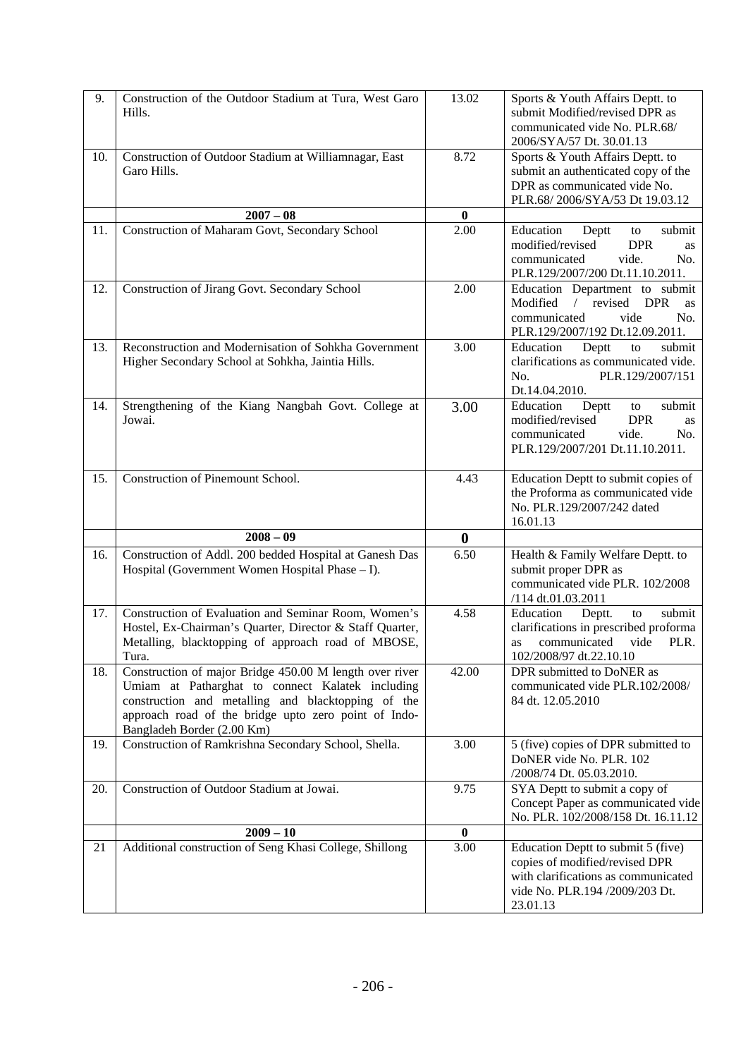| 9. | Construction of the Outdoor Stadium at Tura, West Garo Hills. | 13.02 | Sports & Youth Affairs Deptt. to submit Modified/revised DPR as communicated vide No. PLR.68/ 2006/SYA/57 Dt. 30.01.13 |
|---|---|---|---|
| 10. | Construction of Outdoor Stadium at Williamnagar, East Garo Hills. | 8.72 | Sports & Youth Affairs Deptt. to submit an authenticated copy of the DPR as communicated vide No. PLR.68/ 2006/SYA/53 Dt 19.03.12 |
| | **2007 – 08** | **0** | |
| 11. | Construction of Maharam Govt, Secondary School | 2.00 | Education Deptt to submit modified/revised DPR as communicated vide. No. PLR.129/2007/200 Dt.11.10.2011. |
| 12. | Construction of Jirang Govt. Secondary School | 2.00 | Education Department to submit Modified / revised DPR as communicated vide No. PLR.129/2007/192 Dt.12.09.2011. |
| 13. | Reconstruction and Modernisation of Sohkha Government Higher Secondary School at Sohkha, Jaintia Hills. | 3.00 | Education Deptt to submit clarifications as communicated vide. No. PLR.129/2007/151 Dt.14.04.2010. |
| 14. | Strengthening of the Kiang Nangbah Govt. College at Jowai. | 3.00 | Education Deptt to submit modified/revised DPR as communicated vide. No. PLR.129/2007/201 Dt.11.10.2011. |
| 15. | Construction of Pinemount School. | 4.43 | Education Deptt to submit copies of the Proforma as communicated vide No. PLR.129/2007/242 dated 16.01.13 |
| | **2008 – 09** | **0** | |
| 16. | Construction of Addl. 200 bedded Hospital at Ganesh Das Hospital (Government Women Hospital Phase – I). | 6.50 | Health & Family Welfare Deptt. to submit proper DPR as communicated vide PLR. 102/2008 /114 dt.01.03.2011 |
| 17. | Construction of Evaluation and Seminar Room, Women's Hostel, Ex-Chairman's Quarter, Director & Staff Quarter, Metalling, blacktopping of approach road of MBOSE, Tura. | 4.58 | Education Deptt. to submit clarifications in prescribed proforma as communicated vide PLR. 102/2008/97 dt.22.10.10 |
| 18. | Construction of major Bridge 450.00 M length over river Umiam at Patharghat to connect Kalatek including construction and metalling and blacktopping of the approach road of the bridge upto zero point of Indo-Bangladeh Border (2.00 Km) | 42.00 | DPR submitted to DoNER as communicated vide PLR.102/2008/ 84 dt. 12.05.2010 |
| 19. | Construction of Ramkrishna Secondary School, Shella. | 3.00 | 5 (five) copies of DPR submitted to DoNER vide No. PLR. 102 /2008/74 Dt. 05.03.2010. |
| 20. | Construction of Outdoor Stadium at Jowai. | 9.75 | SYA Deptt to submit a copy of Concept Paper as communicated vide No. PLR. 102/2008/158 Dt. 16.11.12 |
| | **2009 – 10** | **0** | |
| 21 | Additional construction of Seng Khasi College, Shillong | 3.00 | Education Deptt to submit 5 (five) copies of modified/revised DPR with clarifications as communicated vide No. PLR.194 /2009/203 Dt. 23.01.13 |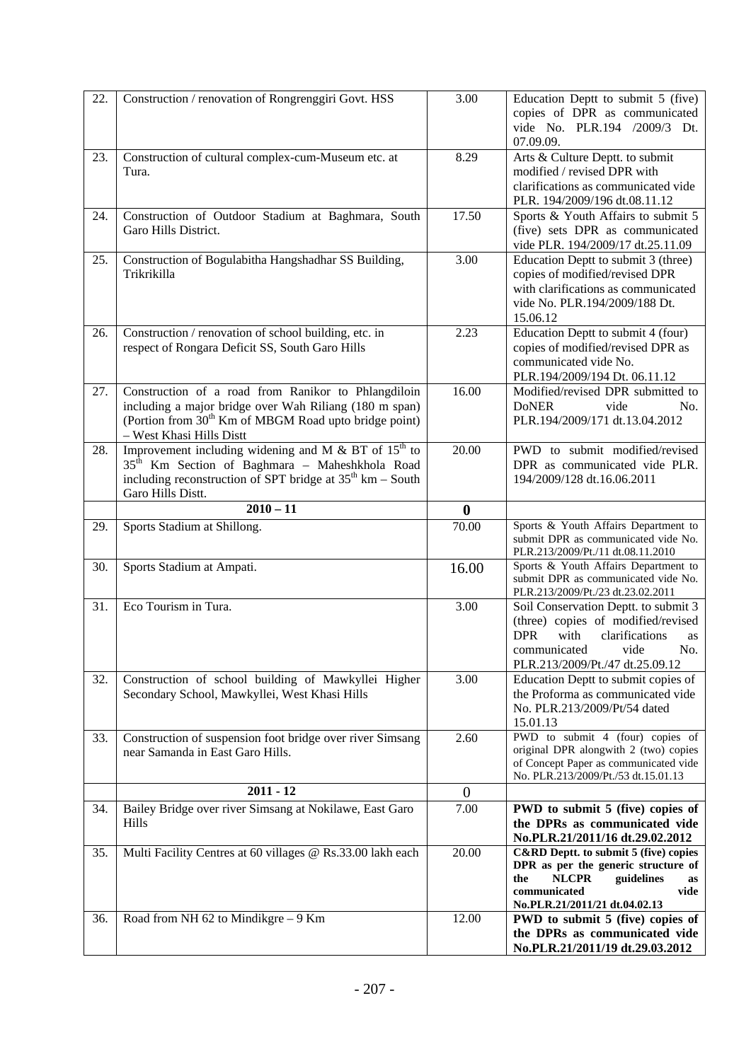| 22. | Construction / renovation of Rongrenggiri Govt. HSS | 3.00 | Education Deptt to submit 5 (five) copies of DPR as communicated vide No. PLR.194 /2009/3 Dt. 07.09.09. |
|---|---|---|---|
| 23. | Construction of cultural complex-cum-Museum etc. at Tura. | 8.29 | Arts & Culture Deptt. to submit modified / revised DPR with clarifications as communicated vide PLR. 194/2009/196 dt.08.11.12 |
| 24. | Construction of Outdoor Stadium at Baghmara, South Garo Hills District. | 17.50 | Sports & Youth Affairs to submit 5 (five) sets DPR as communicated vide PLR. 194/2009/17 dt.25.11.09 |
| 25. | Construction of Bogulabitha Hangshadhar SS Building, Trikrikilla | 3.00 | Education Deptt to submit 3 (three) copies of modified/revised DPR with clarifications as communicated vide No. PLR.194/2009/188 Dt. 15.06.12 |
| 26. | Construction / renovation of school building, etc. in respect of Rongara Deficit SS, South Garo Hills | 2.23 | Education Deptt to submit 4 (four) copies of modified/revised DPR as communicated vide No. PLR.194/2009/194 Dt. 06.11.12 |
| 27. | Construction of a road from Ranikor to Phlangdiloin including a major bridge over Wah Riliang (180 m span) (Portion from 30th Km of MBGM Road upto bridge point) – West Khasi Hills Distt | 16.00 | Modified/revised DPR submitted to DoNER vide No. PLR.194/2009/171 dt.13.04.2012 |
| 28. | Improvement including widening and M & BT of 15th to 35th Km Section of Baghmara – Maheshkhola Road including reconstruction of SPT bridge at 35th km – South Garo Hills Distt. | 20.00 | PWD to submit modified/revised DPR as communicated vide PLR. 194/2009/128 dt.16.06.2011 |
| | **2010 – 11** | **0** | |
| 29. | Sports Stadium at Shillong. | 70.00 | Sports & Youth Affairs Department to submit DPR as communicated vide No. PLR.213/2009/Pt./11 dt.08.11.2010 |
| 30. | Sports Stadium at Ampati. | 16.00 | Sports & Youth Affairs Department to submit DPR as communicated vide No. PLR.213/2009/Pt./23 dt.23.02.2011 |
| 31. | Eco Tourism in Tura. | 3.00 | Soil Conservation Deptt. to submit 3 (three) copies of modified/revised DPR with clarifications as communicated vide No. PLR.213/2009/Pt./47 dt.25.09.12 |
| 32. | Construction of school building of Mawkyllei Higher Secondary School, Mawkyllei, West Khasi Hills | 3.00 | Education Deptt to submit copies of the Proforma as communicated vide No. PLR.213/2009/Pt/54 dated 15.01.13 |
| 33. | Construction of suspension foot bridge over river Simsang near Samanda in East Garo Hills. | 2.60 | PWD to submit 4 (four) copies of original DPR alongwith 2 (two) copies of Concept Paper as communicated vide No. PLR.213/2009/Pt./53 dt.15.01.13 |
| | **2011 - 12** | 0 | |
| 34. | Bailey Bridge over river Simsang at Nokilawe, East Garo Hills | 7.00 | **PWD to submit 5 (five) copies of the DPRs as communicated vide No.PLR.21/2011/16 dt.29.02.2012** |
| 35. | Multi Facility Centres at 60 villages @ Rs.33.00 lakh each | 20.00 | **C&RD Deptt. to submit 5 (five) copies DPR as per the generic structure of the NLCPR guidelines as communicated vide No.PLR.21/2011/21 dt.04.02.13** |
| 36. | Road from NH 62 to Mindikgre – 9 Km | 12.00 | **PWD to submit 5 (five) copies of the DPRs as communicated vide No.PLR.21/2011/19 dt.29.03.2012** |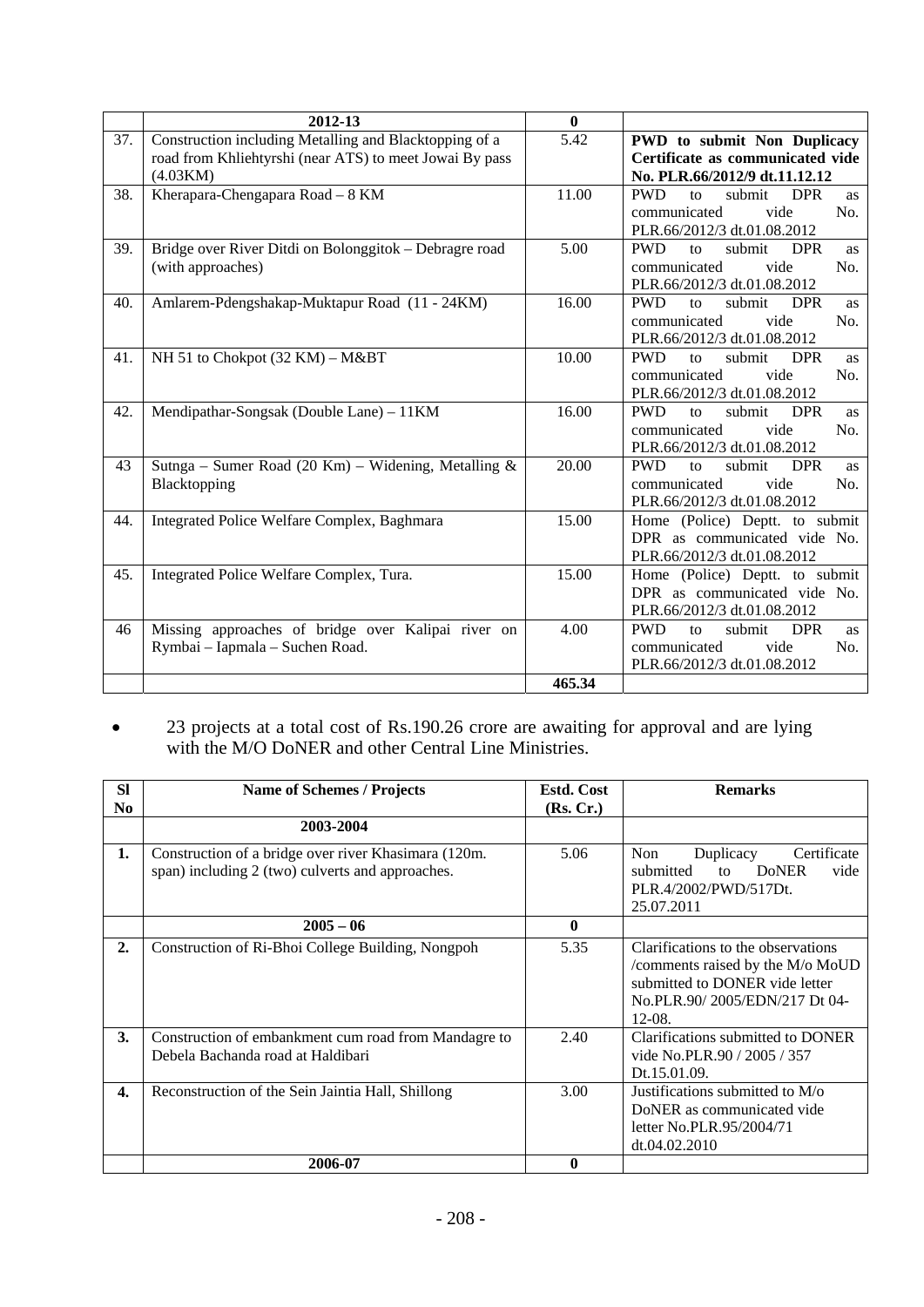| | 2012-13 | 0 | |
|---|---|---|---|
| 37. | Construction including Metalling and Blacktopping of a road from Khliehtyrshi (near ATS) to meet Jowai By pass (4.03KM) | 5.42 | **PWD to submit Non Duplicacy Certificate as communicated vide No. PLR.66/2012/9 dt.11.12.12** |
| 38. | Kherapara-Chengapara Road – 8 KM | 11.00 | PWD to submit DPR as communicated vide No. PLR.66/2012/3 dt.01.08.2012 |
| 39. | Bridge over River Ditdi on Bolonggitok – Debragre road (with approaches) | 5.00 | PWD to submit DPR as communicated vide No. PLR.66/2012/3 dt.01.08.2012 |
| 40. | Amlarem-Pdengshakap-Muktapur Road (11 - 24KM) | 16.00 | PWD to submit DPR as communicated vide No. PLR.66/2012/3 dt.01.08.2012 |
| 41. | NH 51 to Chokpot (32 KM) – M&BT | 10.00 | PWD to submit DPR as communicated vide No. PLR.66/2012/3 dt.01.08.2012 |
| 42. | Mendipathar-Songsak (Double Lane) – 11KM | 16.00 | PWD to submit DPR as communicated vide No. PLR.66/2012/3 dt.01.08.2012 |
| 43 | Sutnga – Sumer Road (20 Km) – Widening, Metalling & Blacktopping | 20.00 | PWD to submit DPR as communicated vide No. PLR.66/2012/3 dt.01.08.2012 |
| 44. | Integrated Police Welfare Complex, Baghmara | 15.00 | Home (Police) Deptt. to submit DPR as communicated vide No. PLR.66/2012/3 dt.01.08.2012 |
| 45. | Integrated Police Welfare Complex, Tura. | 15.00 | Home (Police) Deptt. to submit DPR as communicated vide No. PLR.66/2012/3 dt.01.08.2012 |
| 46 | Missing approaches of bridge over Kalipai river on Rymbai – Iapmala – Suchen Road. | 4.00 | PWD to submit DPR as communicated vide No. PLR.66/2012/3 dt.01.08.2012 |
| | | **465.34** | |

- 23 projects at a total cost of Rs.190.26 crore are awaiting for approval and are lying with the M/O DoNER and other Central Line Ministries.

| Sl No | Name of Schemes / Projects | Estd. Cost (Rs. Cr.) | Remarks |
|---|---|---|---|
| | **2003-2004** | | |
| **1.** | Construction of a bridge over river Khasimara (120m. span) including 2 (two) culverts and approaches. | 5.06 | Non Duplicacy Certificate submitted to DoNER vide PLR.4/2002/PWD/517Dt. 25.07.2011 |
| | **2005 – 06** | **0** | |
| **2.** | Construction of Ri-Bhoi College Building, Nongpoh | 5.35 | Clarifications to the observations /comments raised by the M/o MoUD submitted to DONER vide letter No.PLR.90/ 2005/EDN/217 Dt 04-12-08. |
| **3.** | Construction of embankment cum road from Mandagre to Debela Bachanda road at Haldibari | 2.40 | Clarifications submitted to DONER vide No.PLR.90 / 2005 / 357 Dt.15.01.09. |
| **4.** | Reconstruction of the Sein Jaintia Hall, Shillong | 3.00 | Justifications submitted to M/o DoNER as communicated vide letter No.PLR.95/2004/71 dt.04.02.2010 |
| | **2006-07** | **0** | |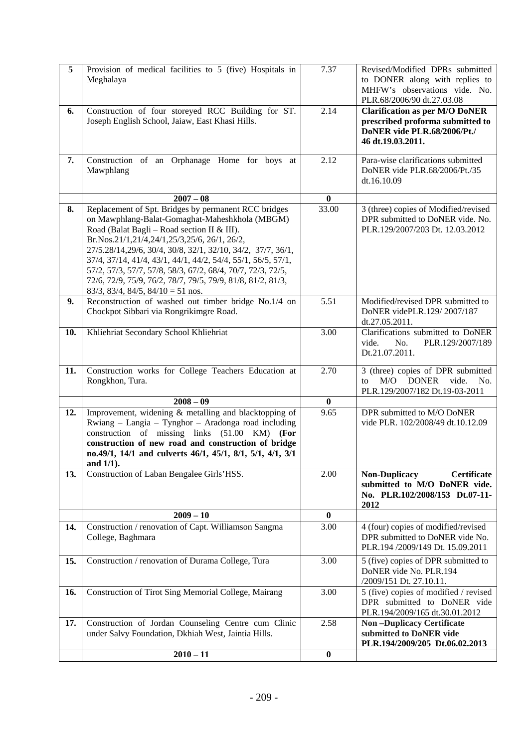| | | | |
|---|---|---|---|
| **5** | Provision of medical facilities to 5 (five) Hospitals in Meghalaya | 7.37 | Revised/Modified DPRs submitted to DONER along with replies to MHFW's observations vide. No. PLR.68/2006/90 dt.27.03.08 |
| **6.** | Construction of four storeyed RCC Building for ST. Joseph English School, Jaiaw, East Khasi Hills. | 2.14 | **Clarification as per M/O DoNER prescribed proforma submitted to DoNER vide PLR.68/2006/Pt./ 46 dt.19.03.2011.** |
| **7.** | Construction of an Orphanage Home for boys at Mawphlang | 2.12 | Para-wise clarifications submitted DoNER vide PLR.68/2006/Pt./35 dt.16.10.09 |
| | **2007 – 08** | **0** | |
| **8.** | Replacement of Spt. Bridges by permanent RCC bridges on Mawphlang-Balat-Gomaghat-Maheshkhola (MBGM) Road (Balat Bagli – Road section II & III). Br.Nos.21/1,21/4,24/1,25/3,25/6, 26/1, 26/2, 27/5.28/14,29/6, 30/4, 30/8, 32/1, 32/10, 34/2, 37/7, 36/1, 37/4, 37/14, 41/4, 43/1, 44/1, 44/2, 54/4, 55/1, 56/5, 57/1, 57/2, 57/3, 57/7, 57/8, 58/3, 67/2, 68/4, 70/7, 72/3, 72/5, 72/6, 72/9, 75/9, 76/2, 78/7, 79/5, 79/9, 81/8, 81/2, 81/3, 83/3, 83/4, 84/5, 84/10 = 51 nos. | 33.00 | 3 (three) copies of Modified/revised DPR submitted to DoNER vide. No. PLR.129/2007/203 Dt. 12.03.2012 |
| **9.** | Reconstruction of washed out timber bridge No.1/4 on Chockpot Sibbari via Rongrikimgre Road. | 5.51 | Modified/revised DPR submitted to DoNER videPLR.129/ 2007/187 dt.27.05.2011. |
| **10.** | Khliehriat Secondary School Khliehriat | 3.00 | Clarifications submitted to DoNER vide. No. PLR.129/2007/189 Dt.21.07.2011. |
| **11.** | Construction works for College Teachers Education at Rongkhon, Tura. | 2.70 | 3 (three) copies of DPR submitted to M/O DONER vide. No. PLR.129/2007/182 Dt.19-03-2011 |
| | **2008 – 09** | **0** | |
| **12.** | Improvement, widening & metalling and blacktopping of Rwiang – Langia – Tynghor – Aradonga road including construction of missing links (51.00 KM) **(For construction of new road and construction of bridge no.49/1, 14/1 and culverts 46/1, 45/1, 8/1, 5/1, 4/1, 3/1 and 1/1).** | 9.65 | DPR submitted to M/O DoNER vide PLR. 102/2008/49 dt.10.12.09 |
| **13.** | Construction of Laban Bengalee Girls'HSS. | 2.00 | **Non-Duplicacy Certificate submitted to M/O DoNER vide. No. PLR.102/2008/153 Dt.07-11-2012** |
| | **2009 – 10** | **0** | |
| **14.** | Construction / renovation of Capt. Williamson Sangma College, Baghmara | 3.00 | 4 (four) copies of modified/revised DPR submitted to DoNER vide No. PLR.194 /2009/149 Dt. 15.09.2011 |
| **15.** | Construction / renovation of Durama College, Tura | 3.00 | 5 (five) copies of DPR submitted to DoNER vide No. PLR.194 /2009/151 Dt. 27.10.11. |
| **16.** | Construction of Tirot Sing Memorial College, Mairang | 3.00 | 5 (five) copies of modified / revised DPR submitted to DoNER vide PLR.194/2009/165 dt.30.01.2012 |
| **17.** | Construction of Jordan Counseling Centre cum Clinic under Salvy Foundation, Dkhiah West, Jaintia Hills. | 2.58 | **Non –Duplicacy Certificate submitted to DoNER vide PLR.194/2009/205 Dt.06.02.2013** |
| | **2010 – 11** | **0** | |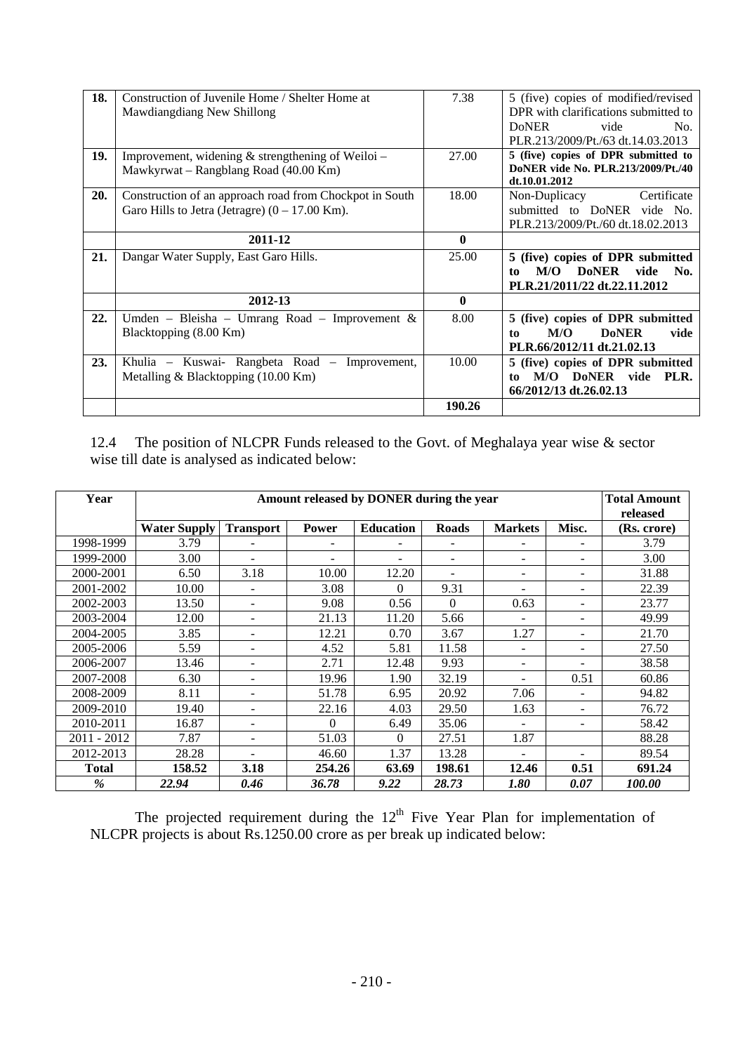| 18. | Construction of Juvenile Home / Shelter Home at Mawdiangdiang New Shillong | 7.38 | 5 (five) copies of modified/revised DPR with clarifications submitted to DoNER vide No. PLR.213/2009/Pt./63 dt.14.03.2013 |
|---|---|---|---|
| 19. | Improvement, widening & strengthening of Weiloi – Mawkyrwat – Rangblang Road (40.00 Km) | 27.00 | **5 (five) copies of DPR submitted to DoNER vide No. PLR.213/2009/Pt./40 dt.10.01.2012** |
| 20. | Construction of an approach road from Chockpot in South Garo Hills to Jetra (Jetragre) (0 – 17.00 Km). | 18.00 | Non-Duplicacy Certificate submitted to DoNER vide No. PLR.213/2009/Pt./60 dt.18.02.2013 |
| | **2011-12** | **0** | |
| 21. | Dangar Water Supply, East Garo Hills. | 25.00 | **5 (five) copies of DPR submitted to M/O DoNER vide No. PLR.21/2011/22 dt.22.11.2012** |
| | **2012-13** | **0** | |
| 22. | Umden – Bleisha – Umrang Road – Improvement & Blacktopping (8.00 Km) | 8.00 | **5 (five) copies of DPR submitted to M/O DoNER vide PLR.66/2012/11 dt.21.02.13** |
| 23. | Khulia – Kuswai- Rangbeta Road – Improvement, Metalling & Blacktopping (10.00 Km) | 10.00 | **5 (five) copies of DPR submitted to M/O DoNER vide PLR. 66/2012/13 dt.26.02.13** |
| | | **190.26** | |

12.4 The position of NLCPR Funds released to the Govt. of Meghalaya year wise & sector wise till date is analysed as indicated below:

| Year | Amount released by DONER during the year | | | | | | | Total Amount released |
|---|---|---|---|---|---|---|---|---|
| | Water Supply | Transport | Power | Education | Roads | Markets | Misc. | (Rs. crore) |
| 1998-1999 | 3.79 | - | - | - | - | - | - | 3.79 |
| 1999-2000 | 3.00 | - | - | - | - | - | - | 3.00 |
| 2000-2001 | 6.50 | 3.18 | 10.00 | 12.20 | - | - | - | 31.88 |
| 2001-2002 | 10.00 | - | 3.08 | 0 | 9.31 | - | - | 22.39 |
| 2002-2003 | 13.50 | - | 9.08 | 0.56 | 0 | 0.63 | - | 23.77 |
| 2003-2004 | 12.00 | - | 21.13 | 11.20 | 5.66 | - | - | 49.99 |
| 2004-2005 | 3.85 | - | 12.21 | 0.70 | 3.67 | 1.27 | - | 21.70 |
| 2005-2006 | 5.59 | - | 4.52 | 5.81 | 11.58 | - | - | 27.50 |
| 2006-2007 | 13.46 | - | 2.71 | 12.48 | 9.93 | - | - | 38.58 |
| 2007-2008 | 6.30 | - | 19.96 | 1.90 | 32.19 | - | 0.51 | 60.86 |
| 2008-2009 | 8.11 | - | 51.78 | 6.95 | 20.92 | 7.06 | - | 94.82 |
| 2009-2010 | 19.40 | - | 22.16 | 4.03 | 29.50 | 1.63 | - | 76.72 |
| 2010-2011 | 16.87 | - | 0 | 6.49 | 35.06 | - | - | 58.42 |
| 2011 - 2012 | 7.87 | - | 51.03 | 0 | 27.51 | 1.87 | | 88.28 |
| 2012-2013 | 28.28 | - | 46.60 | 1.37 | 13.28 | - | - | 89.54 |
| **Total** | **158.52** | **3.18** | **254.26** | **63.69** | **198.61** | **12.46** | **0.51** | **691.24** |
| *%* | *22.94* | *0.46* | *36.78* | *9.22* | *28.73* | *1.80* | *0.07* | *100.00* |

The projected requirement during the 12th Five Year Plan for implementation of NLCPR projects is about Rs.1250.00 crore as per break up indicated below: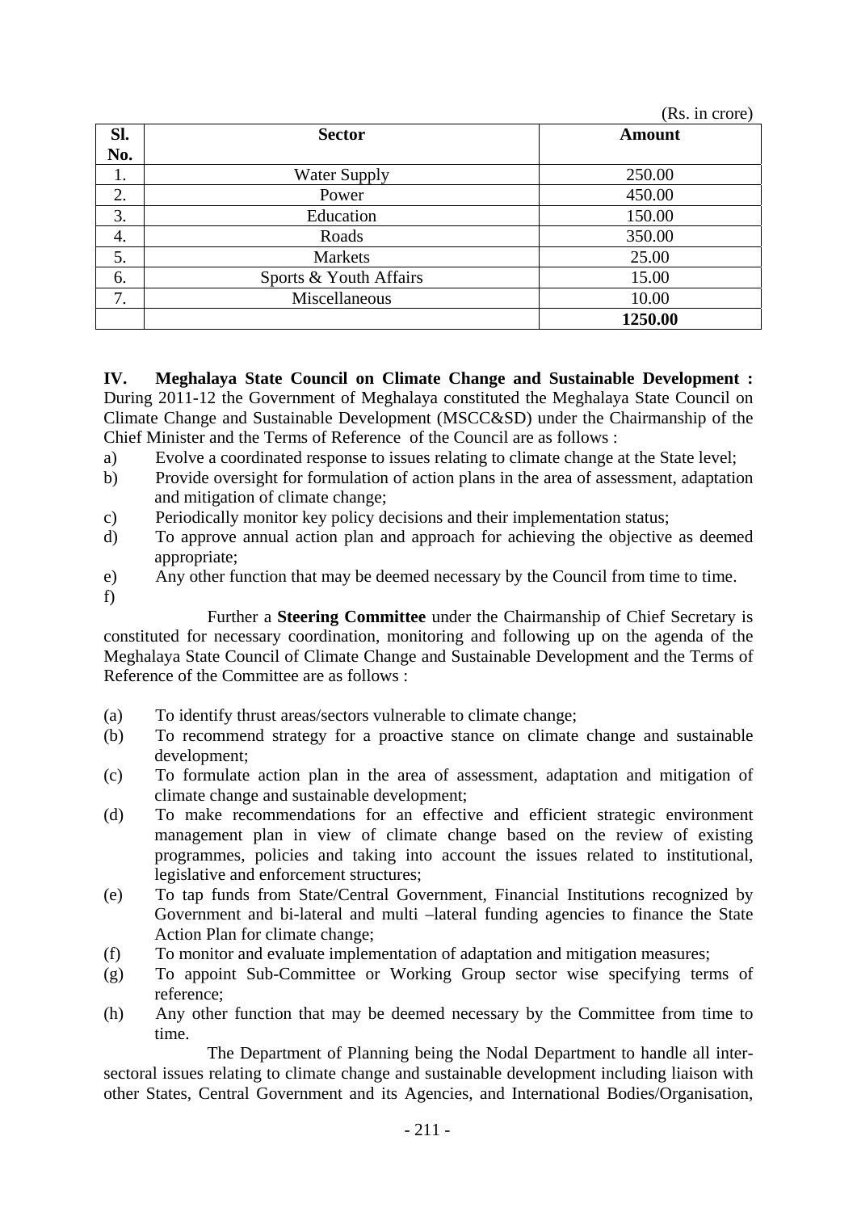(Rs. in crore)

| Sl. No. | Sector | Amount |
|---|---|---|
| 1. | Water Supply | 250.00 |
| 2. | Power | 450.00 |
| 3. | Education | 150.00 |
| 4. | Roads | 350.00 |
| 5. | Markets | 25.00 |
| 6. | Sports & Youth Affairs | 15.00 |
| 7. | Miscellaneous | 10.00 |
| | | **1250.00** |

**IV. Meghalaya State Council on Climate Change and Sustainable Development :** During 2011-12 the Government of Meghalaya constituted the Meghalaya State Council on Climate Change and Sustainable Development (MSCC&SD) under the Chairmanship of the Chief Minister and the Terms of Reference of the Council are as follows :

a) Evolve a coordinated response to issues relating to climate change at the State level;
b) Provide oversight for formulation of action plans in the area of assessment, adaptation and mitigation of climate change;
c) Periodically monitor key policy decisions and their implementation status;
d) To approve annual action plan and approach for achieving the objective as deemed appropriate;
e) Any other function that may be deemed necessary by the Council from time to time.
f)

Further a **Steering Committee** under the Chairmanship of Chief Secretary is constituted for necessary coordination, monitoring and following up on the agenda of the Meghalaya State Council of Climate Change and Sustainable Development and the Terms of Reference of the Committee are as follows :

(a) To identify thrust areas/sectors vulnerable to climate change;
(b) To recommend strategy for a proactive stance on climate change and sustainable development;
(c) To formulate action plan in the area of assessment, adaptation and mitigation of climate change and sustainable development;
(d) To make recommendations for an effective and efficient strategic environment management plan in view of climate change based on the review of existing programmes, policies and taking into account the issues related to institutional, legislative and enforcement structures;
(e) To tap funds from State/Central Government, Financial Institutions recognized by Government and bi-lateral and multi –lateral funding agencies to finance the State Action Plan for climate change;
(f) To monitor and evaluate implementation of adaptation and mitigation measures;
(g) To appoint Sub-Committee or Working Group sector wise specifying terms of reference;
(h) Any other function that may be deemed necessary by the Committee from time to time.

The Department of Planning being the Nodal Department to handle all inter-sectoral issues relating to climate change and sustainable development including liaison with other States, Central Government and its Agencies, and International Bodies/Organisation,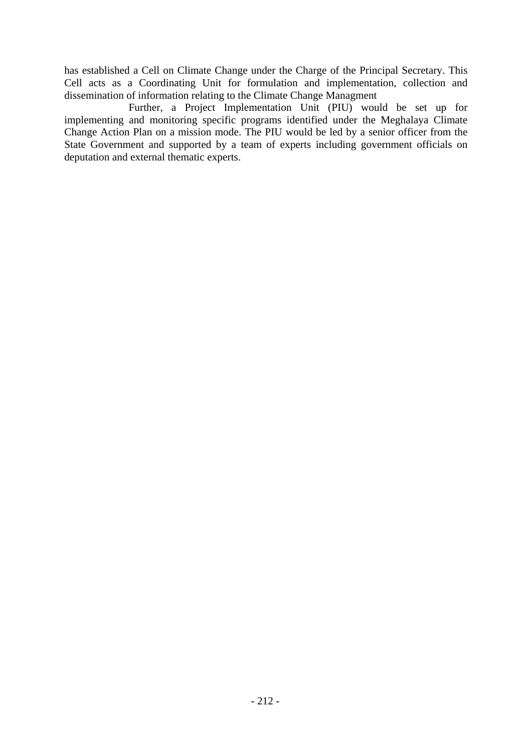has established a Cell on Climate Change under the Charge of the Principal Secretary. This Cell acts as a Coordinating Unit for formulation and implementation, collection and dissemination of information relating to the Climate Change Managment

Further, a Project Implementation Unit (PIU) would be set up for implementing and monitoring specific programs identified under the Meghalaya Climate Change Action Plan on a mission mode. The PIU would be led by a senior officer from the State Government and supported by a team of experts including government officials on deputation and external thematic experts.